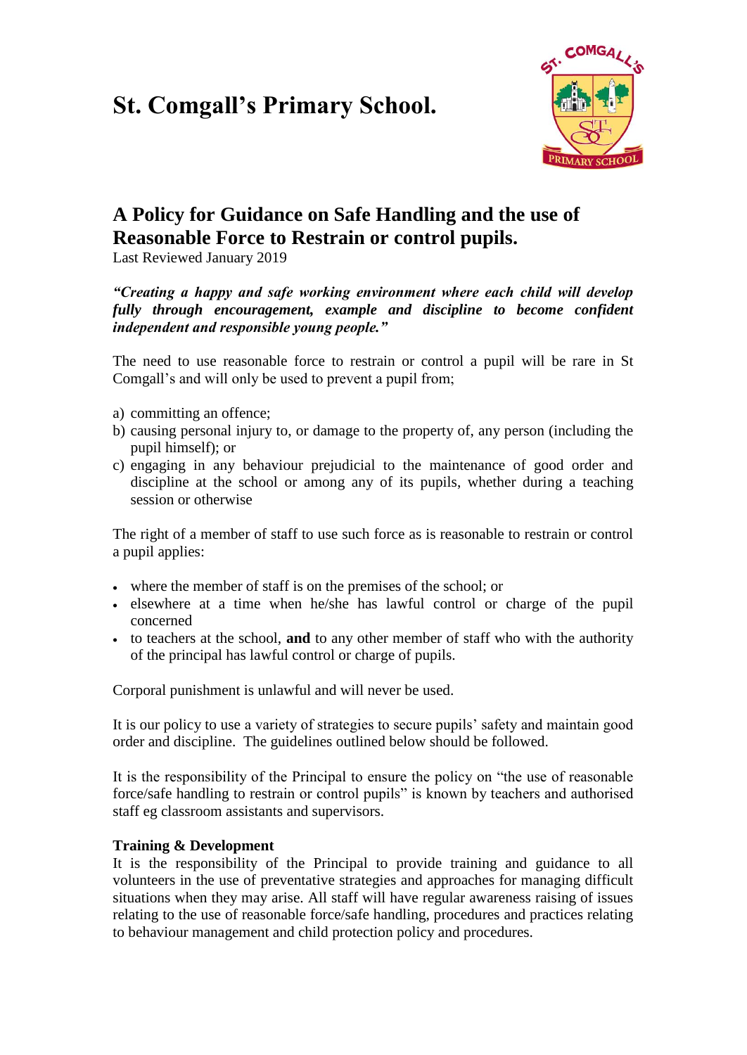# St. Comgall's Primary School.

## A Policy for Guidance on Safe Handling and the use of Reasonable Force to Restrain or control pupils.

Last Reviewed January 2019

***"Creating a happy and safe working environment where each child will develop fully through encouragement, example and discipline to become confident independent and responsible young people."***

The need to use reasonable force to restrain or control a pupil will be rare in St Comgall's and will only be used to prevent a pupil from;

a) committing an offence;
b) causing personal injury to, or damage to the property of, any person (including the pupil himself); or
c) engaging in any behaviour prejudicial to the maintenance of good order and discipline at the school or among any of its pupils, whether during a teaching session or otherwise

The right of a member of staff to use such force as is reasonable to restrain or control a pupil applies:

- where the member of staff is on the premises of the school; or
- elsewhere at a time when he/she has lawful control or charge of the pupil concerned
- to teachers at the school, **and** to any other member of staff who with the authority of the principal has lawful control or charge of pupils.

Corporal punishment is unlawful and will never be used.

It is our policy to use a variety of strategies to secure pupils' safety and maintain good order and discipline. The guidelines outlined below should be followed.

It is the responsibility of the Principal to ensure the policy on "the use of reasonable force/safe handling to restrain or control pupils" is known by teachers and authorised staff eg classroom assistants and supervisors.

**Training & Development**

It is the responsibility of the Principal to provide training and guidance to all volunteers in the use of preventative strategies and approaches for managing difficult situations when they may arise. All staff will have regular awareness raising of issues relating to the use of reasonable force/safe handling, procedures and practices relating to behaviour management and child protection policy and procedures.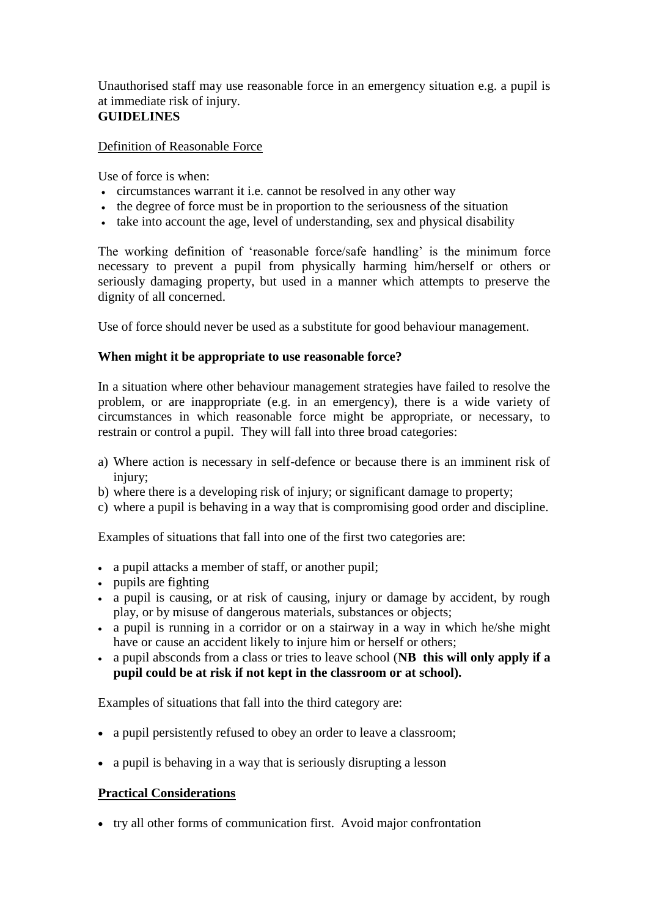Unauthorised staff may use reasonable force in an emergency situation e.g. a pupil is at immediate risk of injury.

**GUIDELINES**

Definition of Reasonable Force

Use of force is when:

- circumstances warrant it i.e. cannot be resolved in any other way
- the degree of force must be in proportion to the seriousness of the situation
- take into account the age, level of understanding, sex and physical disability

The working definition of 'reasonable force/safe handling' is the minimum force necessary to prevent a pupil from physically harming him/herself or others or seriously damaging property, but used in a manner which attempts to preserve the dignity of all concerned.

Use of force should never be used as a substitute for good behaviour management.

**When might it be appropriate to use reasonable force?**

In a situation where other behaviour management strategies have failed to resolve the problem, or are inappropriate (e.g. in an emergency), there is a wide variety of circumstances in which reasonable force might be appropriate, or necessary, to restrain or control a pupil. They will fall into three broad categories:

a) Where action is necessary in self-defence or because there is an imminent risk of injury;
b) where there is a developing risk of injury; or significant damage to property;
c) where a pupil is behaving in a way that is compromising good order and discipline.

Examples of situations that fall into one of the first two categories are:

- a pupil attacks a member of staff, or another pupil;
- pupils are fighting
- a pupil is causing, or at risk of causing, injury or damage by accident, by rough play, or by misuse of dangerous materials, substances or objects;
- a pupil is running in a corridor or on a stairway in a way in which he/she might have or cause an accident likely to injure him or herself or others;
- a pupil absconds from a class or tries to leave school (**NB this will only apply if a pupil could be at risk if not kept in the classroom or at school).**

Examples of situations that fall into the third category are:

- a pupil persistently refused to obey an order to leave a classroom;
- a pupil is behaving in a way that is seriously disrupting a lesson

**Practical Considerations**

- try all other forms of communication first. Avoid major confrontation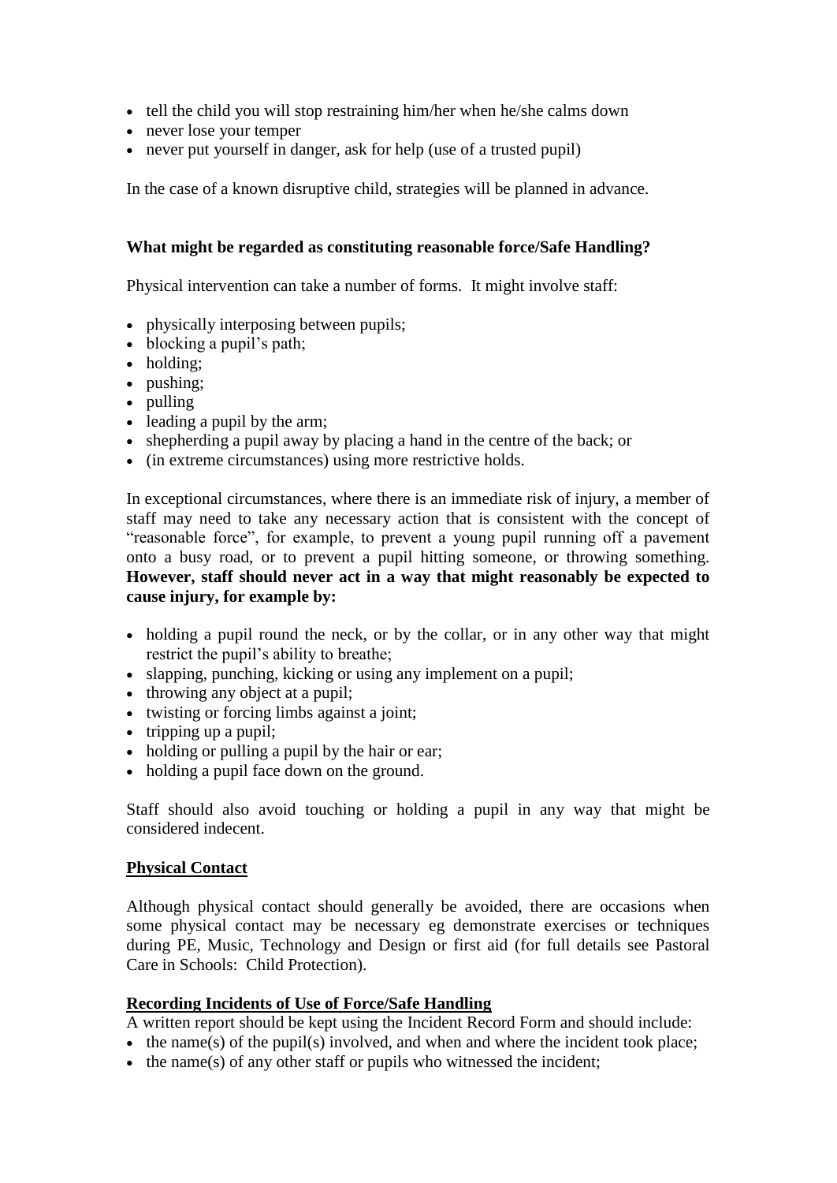- tell the child you will stop restraining him/her when he/she calms down
- never lose your temper
- never put yourself in danger, ask for help (use of a trusted pupil)

In the case of a known disruptive child, strategies will be planned in advance.

**What might be regarded as constituting reasonable force/Safe Handling?**

Physical intervention can take a number of forms. It might involve staff:

- physically interposing between pupils;
- blocking a pupil's path;
- holding;
- pushing;
- pulling
- leading a pupil by the arm;
- shepherding a pupil away by placing a hand in the centre of the back; or
- (in extreme circumstances) using more restrictive holds.

In exceptional circumstances, where there is an immediate risk of injury, a member of staff may need to take any necessary action that is consistent with the concept of "reasonable force", for example, to prevent a young pupil running off a pavement onto a busy road, or to prevent a pupil hitting someone, or throwing something. **However, staff should never act in a way that might reasonably be expected to cause injury, for example by:**

- holding a pupil round the neck, or by the collar, or in any other way that might restrict the pupil's ability to breathe;
- slapping, punching, kicking or using any implement on a pupil;
- throwing any object at a pupil;
- twisting or forcing limbs against a joint;
- tripping up a pupil;
- holding or pulling a pupil by the hair or ear;
- holding a pupil face down on the ground.

Staff should also avoid touching or holding a pupil in any way that might be considered indecent.

**<u>Physical Contact</u>**

Although physical contact should generally be avoided, there are occasions when some physical contact may be necessary eg demonstrate exercises or techniques during PE, Music, Technology and Design or first aid (for full details see Pastoral Care in Schools: Child Protection).

**<u>Recording Incidents of Use of Force/Safe Handling</u>**

A written report should be kept using the Incident Record Form and should include:

- the name(s) of the pupil(s) involved, and when and where the incident took place;
- the name(s) of any other staff or pupils who witnessed the incident;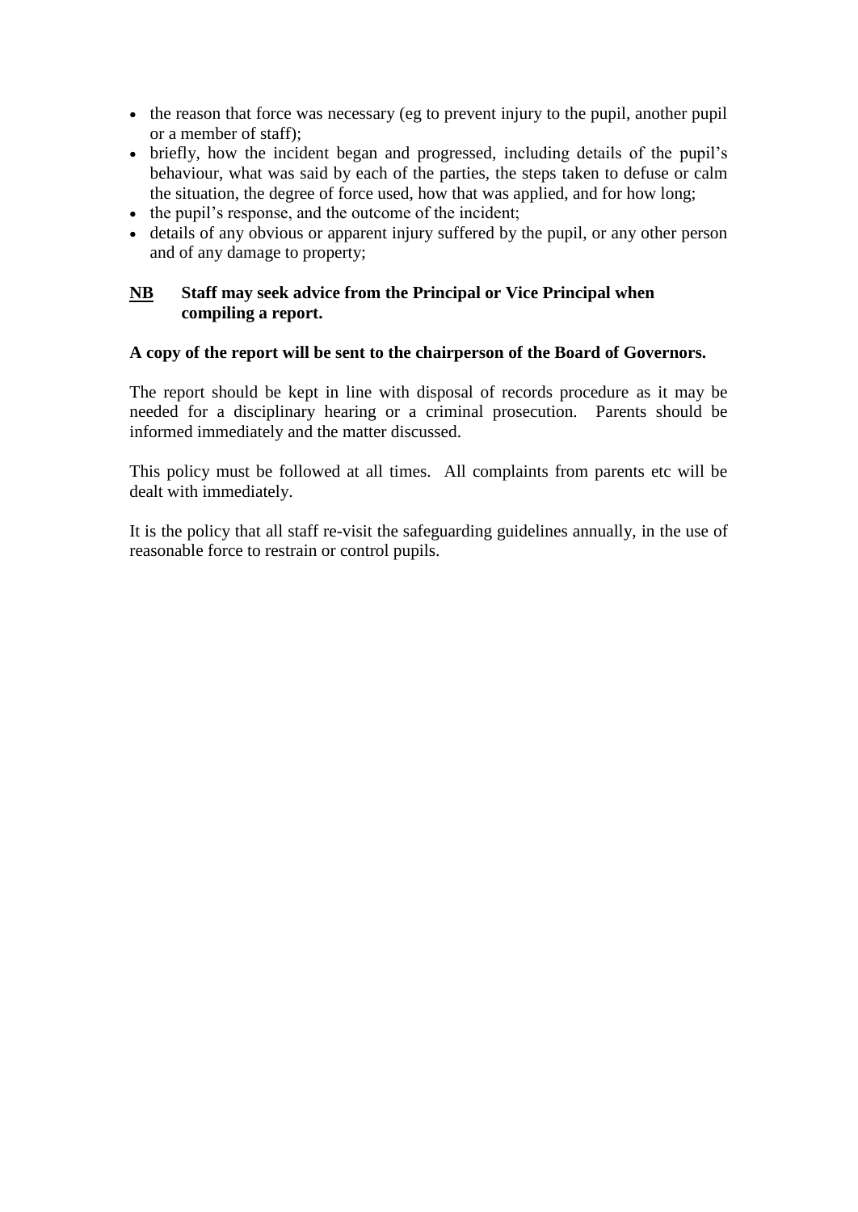- the reason that force was necessary (eg to prevent injury to the pupil, another pupil or a member of staff);
- briefly, how the incident began and progressed, including details of the pupil's behaviour, what was said by each of the parties, the steps taken to defuse or calm the situation, the degree of force used, how that was applied, and for how long;
- the pupil's response, and the outcome of the incident;
- details of any obvious or apparent injury suffered by the pupil, or any other person and of any damage to property;

**<u>NB</u> Staff may seek advice from the Principal or Vice Principal when compiling a report.**

**A copy of the report will be sent to the chairperson of the Board of Governors.**

The report should be kept in line with disposal of records procedure as it may be needed for a disciplinary hearing or a criminal prosecution. Parents should be informed immediately and the matter discussed.

This policy must be followed at all times. All complaints from parents etc will be dealt with immediately.

It is the policy that all staff re-visit the safeguarding guidelines annually, in the use of reasonable force to restrain or control pupils.